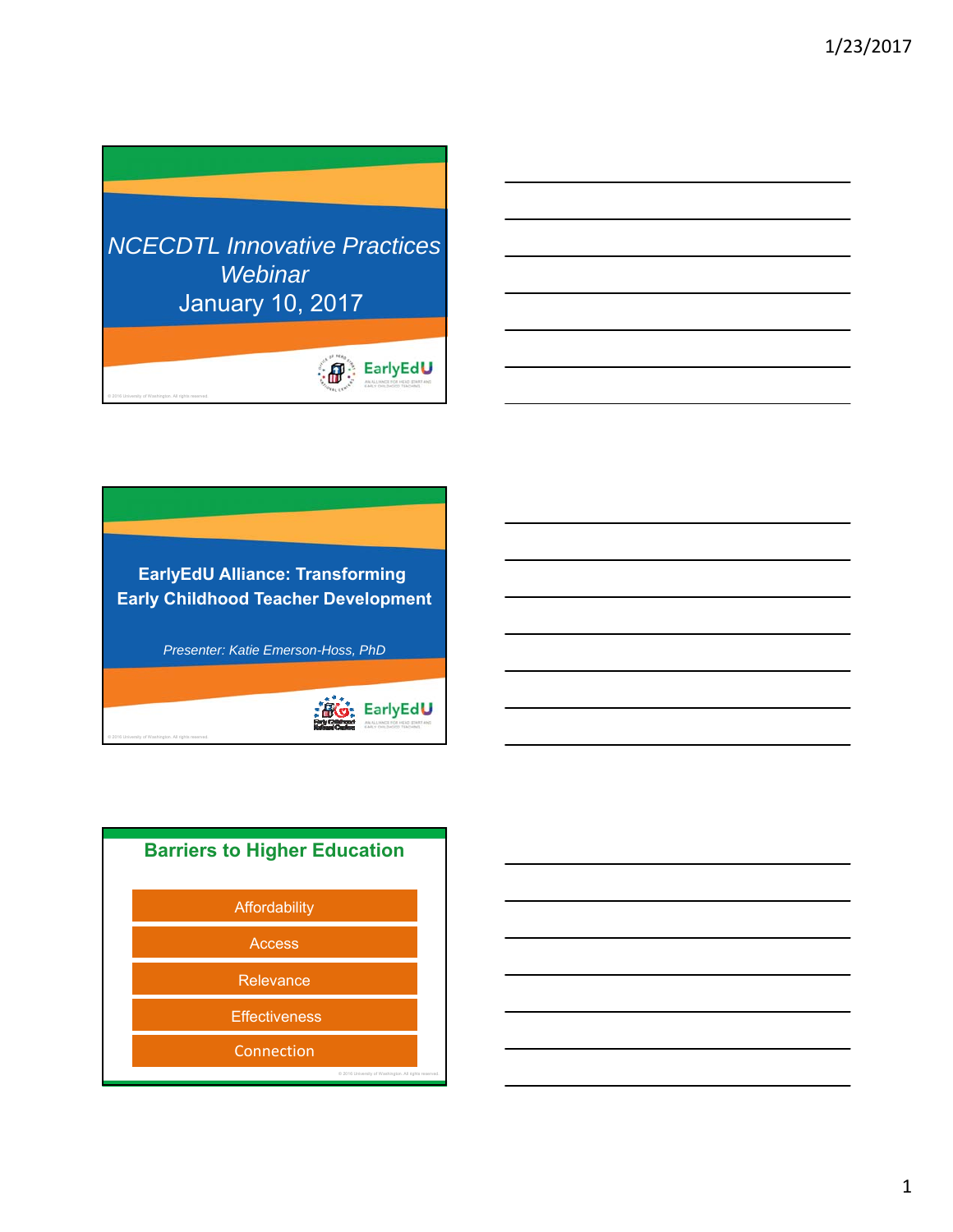## NCECDTL Innovative Practices Webinar

January 10, 2017

EarlyEdU

*AN ALLIANCE FOR HEAD START AND EARLY CHILDHOOD TEACHING*

© 2016 University of Washington. All rights reserved.

## EarlyEdU Alliance: Transforming Early Childhood Teacher Development

*Presenter: Katie Emerson-Hoss, PhD*

EarlyEdU

*AN ALLIANCE FOR HEAD START AND EARLY CHILDHOOD TEACHING*

© 2016 University of Washington. All rights reserved.

## Barriers to Higher Education

- Affordability
- Access
- Relevance
- Effectiveness
- Connection

© 2016 University of Washington. All rights reserved.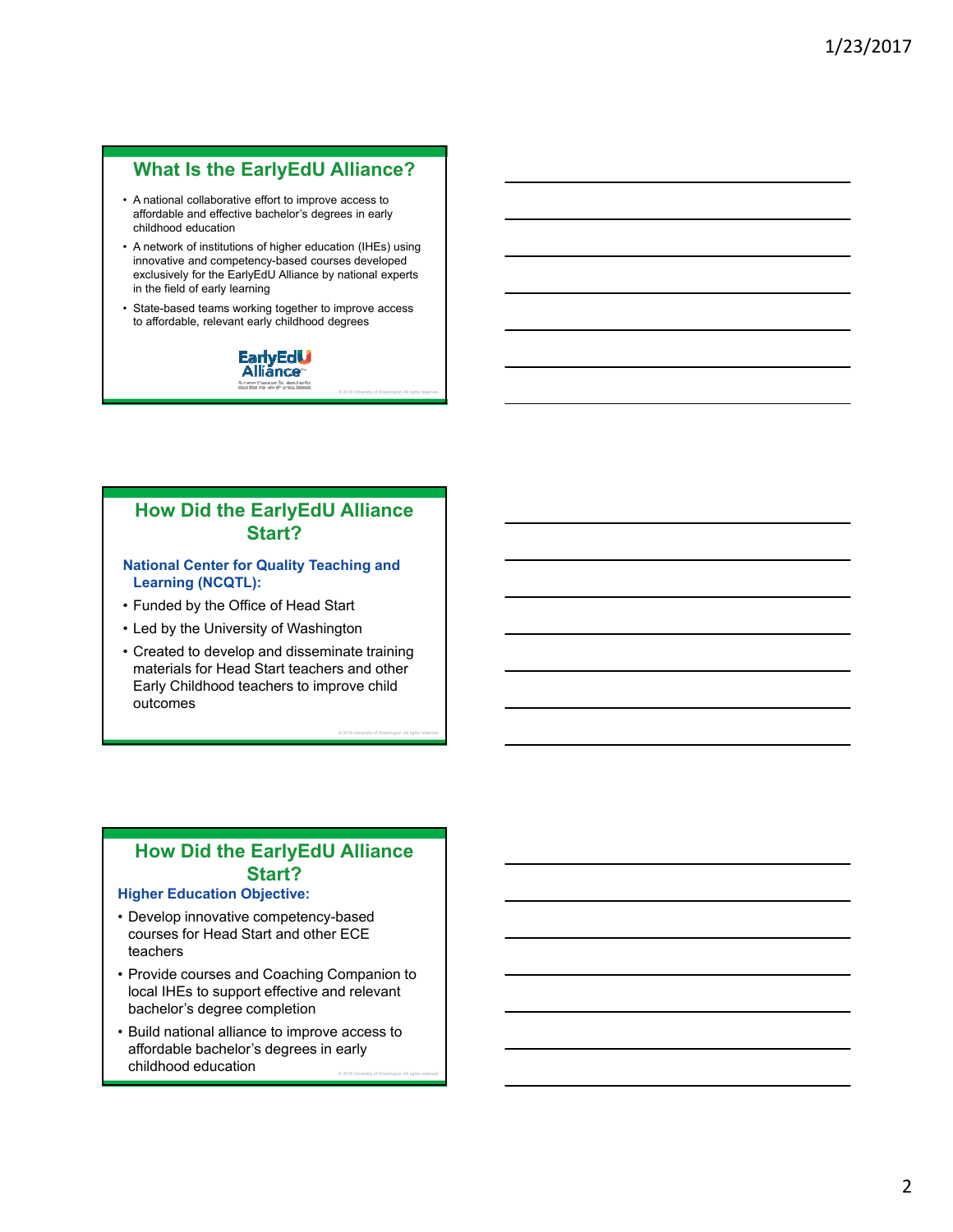## What Is the EarlyEdU Alliance?

- A national collaborative effort to improve access to affordable and effective bachelor's degrees in early childhood education
- A network of institutions of higher education (IHEs) using innovative and competency-based courses developed exclusively for the EarlyEdU Alliance by national experts in the field of early learning
- State-based teams working together to improve access to affordable, relevant early childhood degrees

© 2016 University of Washington. All rights reserved.

## How Did the EarlyEdU Alliance Start?

**National Center for Quality Teaching and Learning (NCQTL):**

- Funded by the Office of Head Start
- Led by the University of Washington
- Created to develop and disseminate training materials for Head Start teachers and other Early Childhood teachers to improve child outcomes

© 2016 University of Washington. All rights reserved.

## How Did the EarlyEdU Alliance Start?

**Higher Education Objective:**

- Develop innovative competency-based courses for Head Start and other ECE teachers
- Provide courses and Coaching Companion to local IHEs to support effective and relevant bachelor's degree completion
- Build national alliance to improve access to affordable bachelor's degrees in early childhood education

© 2016 University of Washington. All rights reserved.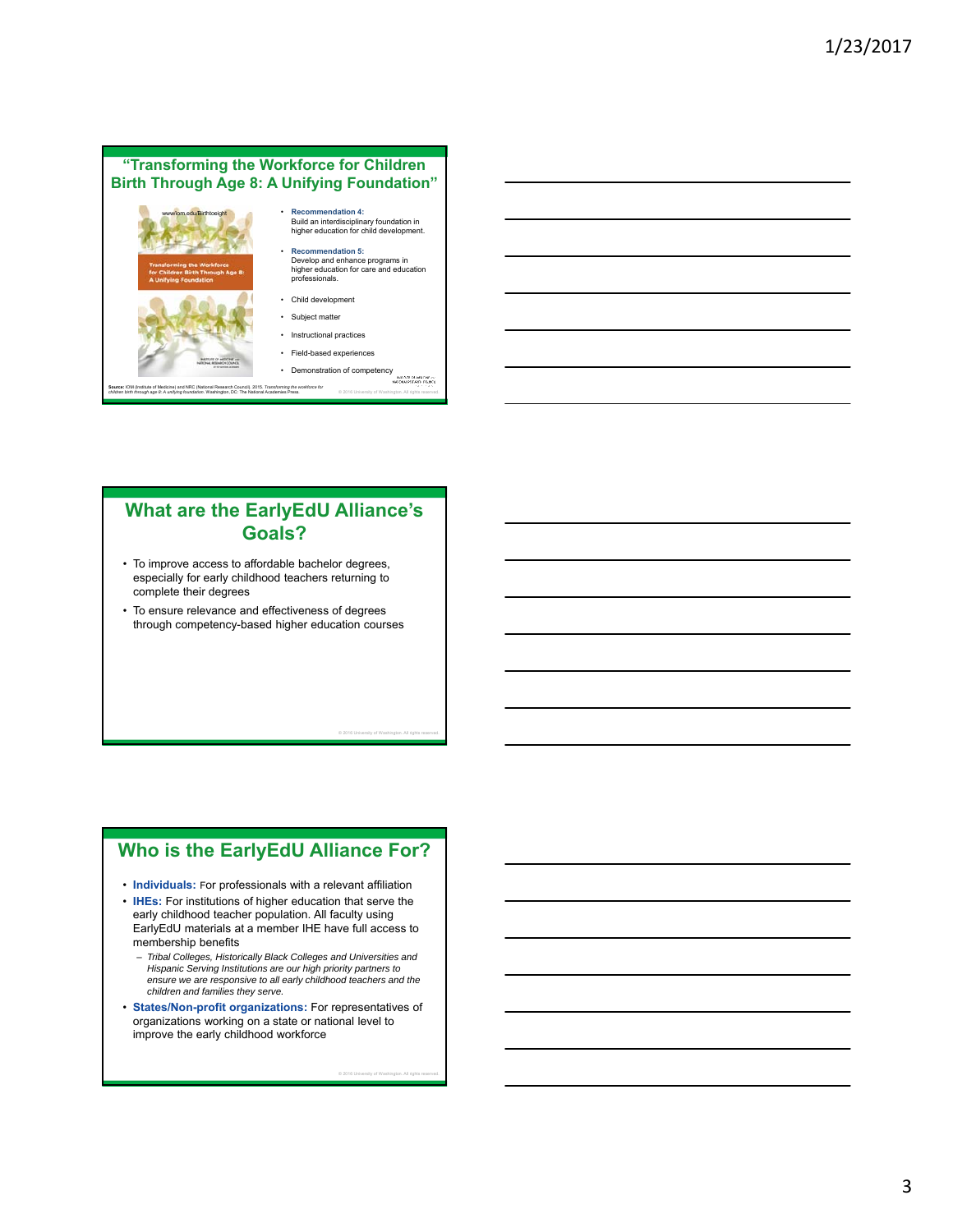## "Transforming the Workforce for Children Birth Through Age 8: A Unifying Foundation"

www.iom.edu/Birthtoeight

Transforming the Workforce for Children Birth Through Age 8: A Unifying Foundation

- **Recommendation 4:** Build an interdisciplinary foundation in higher education for child development.
- **Recommendation 5:** Develop and enhance programs in higher education for care and education professionals.
- Child development
- Subject matter
- Instructional practices
- Field-based experiences
- Demonstration of competency

**Source:** IOM (Institute of Medicine) and NRC (National Research Council). 2015. *Transforming the workforce for children birth through age 8: A unifying foundation.* Washington, DC: The National Academies Press.

© 2016 University of Washington. All rights reserved.

## What are the EarlyEdU Alliance's Goals?

- To improve access to affordable bachelor degrees, especially for early childhood teachers returning to complete their degrees
- To ensure relevance and effectiveness of degrees through competency-based higher education courses

© 2016 University of Washington. All rights reserved.

## Who is the EarlyEdU Alliance For?

- **Individuals:** For professionals with a relevant affiliation
- **IHEs:** For institutions of higher education that serve the early childhood teacher population. All faculty using EarlyEdU materials at a member IHE have full access to membership benefits
  - *Tribal Colleges, Historically Black Colleges and Universities and Hispanic Serving Institutions are our high priority partners to ensure we are responsive to all early childhood teachers and the children and families they serve.*
- **States/Non-profit organizations:** For representatives of organizations working on a state or national level to improve the early childhood workforce

© 2016 University of Washington. All rights reserved.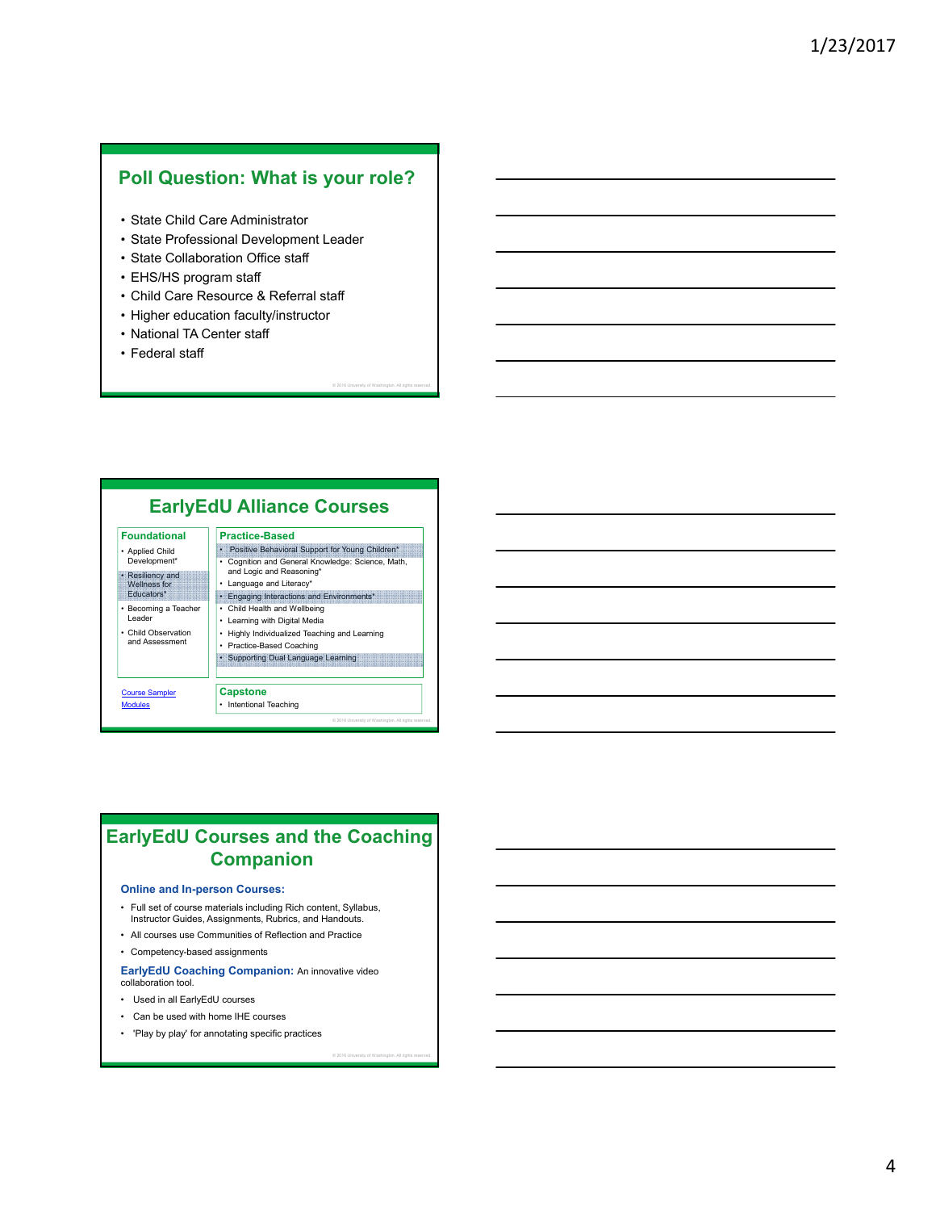## Poll Question: What is your role?

- State Child Care Administrator
- State Professional Development Leader
- State Collaboration Office staff
- EHS/HS program staff
- Child Care Resource & Referral staff
- Higher education faculty/instructor
- National TA Center staff
- Federal staff

## EarlyEdU Alliance Courses

**Foundational**

- Applied Child Development*
- Resiliency and Wellness for Educators*
- Becoming a Teacher Leader
- Child Observation and Assessment

**Practice-Based**

- Positive Behavioral Support for Young Children*
- Cognition and General Knowledge: Science, Math, and Logic and Reasoning*
- Language and Literacy*
- Engaging Interactions and Environments*
- Child Health and Wellbeing
- Learning with Digital Media
- Highly Individualized Teaching and Learning
- Practice-Based Coaching
- Supporting Dual Language Learning

Course Sampler Modules

**Capstone**

- Intentional Teaching

## EarlyEdU Courses and the Coaching Companion

**Online and In-person Courses:**

- Full set of course materials including Rich content, Syllabus, Instructor Guides, Assignments, Rubrics, and Handouts.
- All courses use Communities of Reflection and Practice
- Competency-based assignments

**EarlyEdU Coaching Companion:** An innovative video collaboration tool.

- Used in all EarlyEdU courses
- Can be used with home IHE courses
- 'Play by play' for annotating specific practices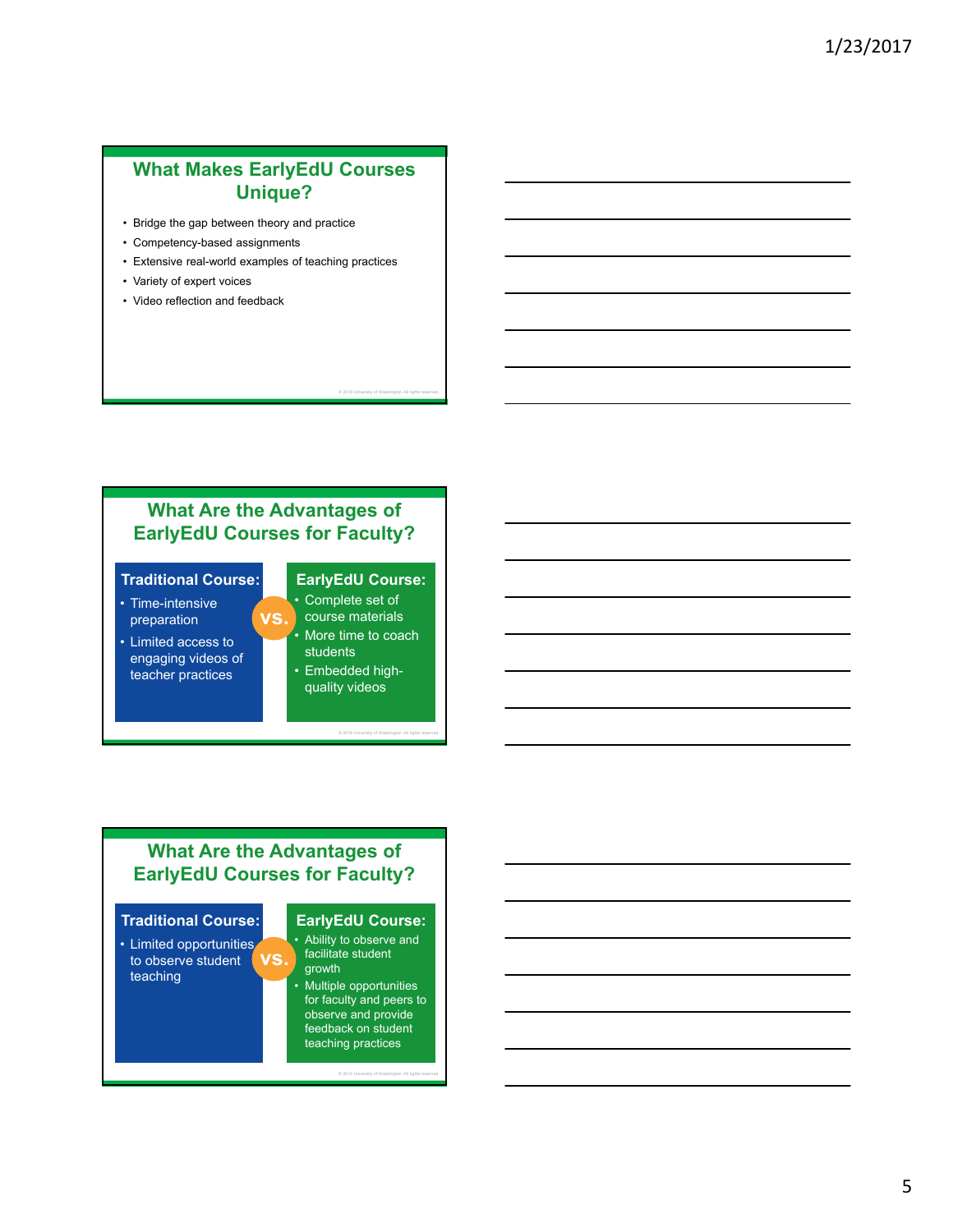## What Makes EarlyEdU Courses Unique?

- Bridge the gap between theory and practice
- Competency-based assignments
- Extensive real-world examples of teaching practices
- Variety of expert voices
- Video reflection and feedback

© 2016 University of Washington. All rights reserved.

## What Are the Advantages of EarlyEdU Courses for Faculty?

**Traditional Course:**

- Time-intensive preparation
- Limited access to engaging videos of teacher practices

**vs.**

**EarlyEdU Course:**

- Complete set of course materials
- More time to coach students
- Embedded high-quality videos

© 2016 University of Washington. All rights reserved.

## What Are the Advantages of EarlyEdU Courses for Faculty?

**Traditional Course:**

- Limited opportunities to observe student teaching

**vs.**

**EarlyEdU Course:**

- Ability to observe and facilitate student growth
- Multiple opportunities for faculty and peers to observe and provide feedback on student teaching practices

© 2016 University of Washington. All rights reserved.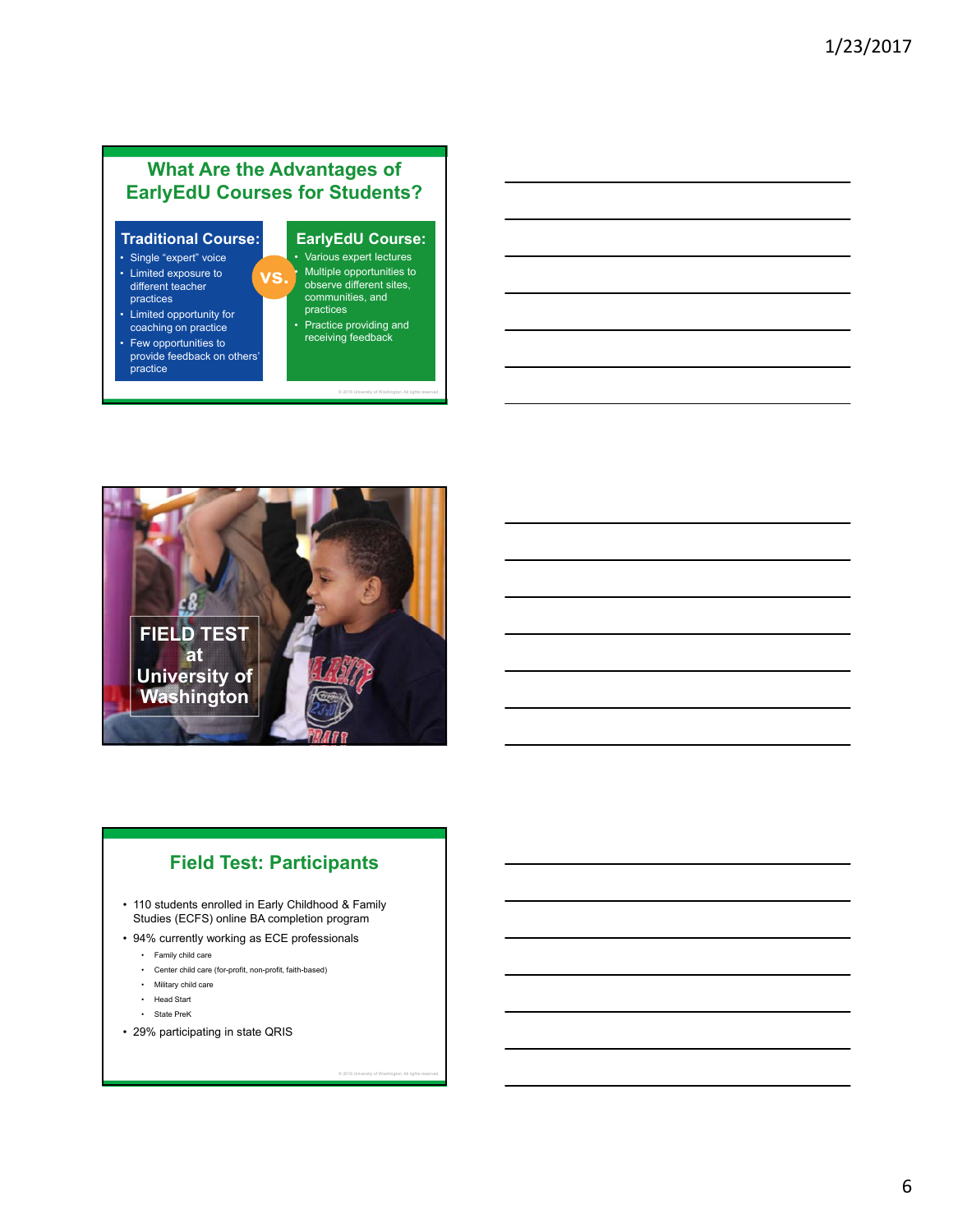## What Are the Advantages of EarlyEdU Courses for Students?

**Traditional Course:**

- Single "expert" voice
- Limited exposure to different teacher practices
- Limited opportunity for coaching on practice
- Few opportunities to provide feedback on others' practice

**VS.**

**EarlyEdU Course:**

- Various expert lectures
- Multiple opportunities to observe different sites, communities, and practices
- Practice providing and receiving feedback

© 2016 University of Washington. All rights reserved.

## FIELD TEST at University of Washington

## Field Test: Participants

- 110 students enrolled in Early Childhood & Family Studies (ECFS) online BA completion program
- 94% currently working as ECE professionals
  - Family child care
  - Center child care (for-profit, non-profit, faith-based)
  - Military child care
  - Head Start
  - State PreK
- 29% participating in state QRIS

© 2016 University of Washington. All rights reserved.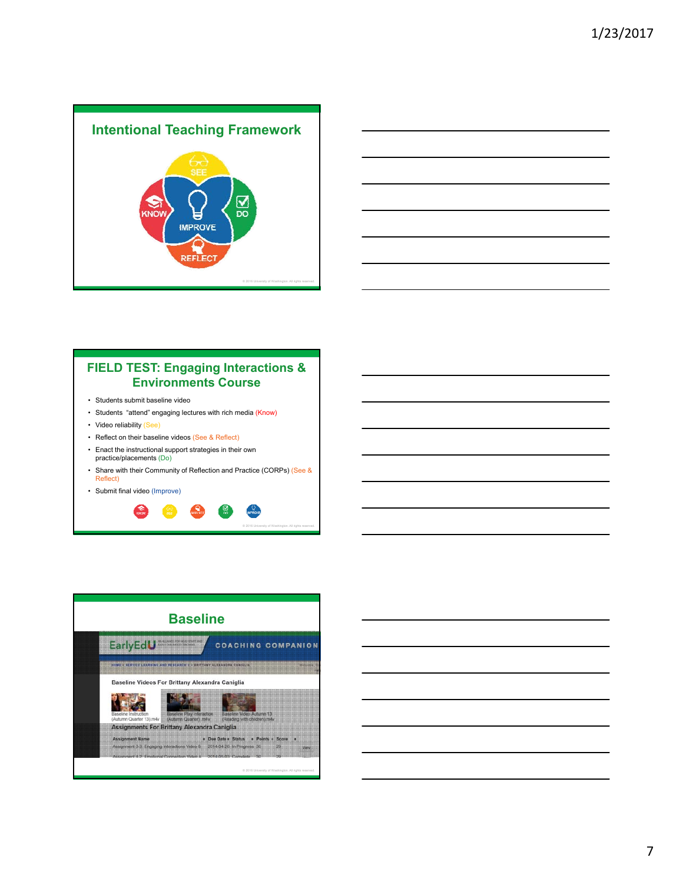## Intentional Teaching Framework

SEE

KNOW

IMPROVE

DO

REFLECT

© 2016 University of Washington. All rights reserved.

## FIELD TEST: Engaging Interactions & Environments Course

- Students submit baseline video
- Students "attend" engaging lectures with rich media (Know)
- Video reliability (See)
- Reflect on their baseline videos (See & Reflect)
- Enact the instructional support strategies in their own practice/placements (Do)
- Share with their Community of Reflection and Practice (CORPs) (See & Reflect)
- Submit final video (Improve)

© 2016 University of Washington. All rights reserved.

## Baseline

EarlyEdU COACHING COMPANION

Baseline Videos For Brittany Alexandra Caniglia

Assignments For Brittany Alexandra Caniglia

© 2016 University of Washington. All rights reserved.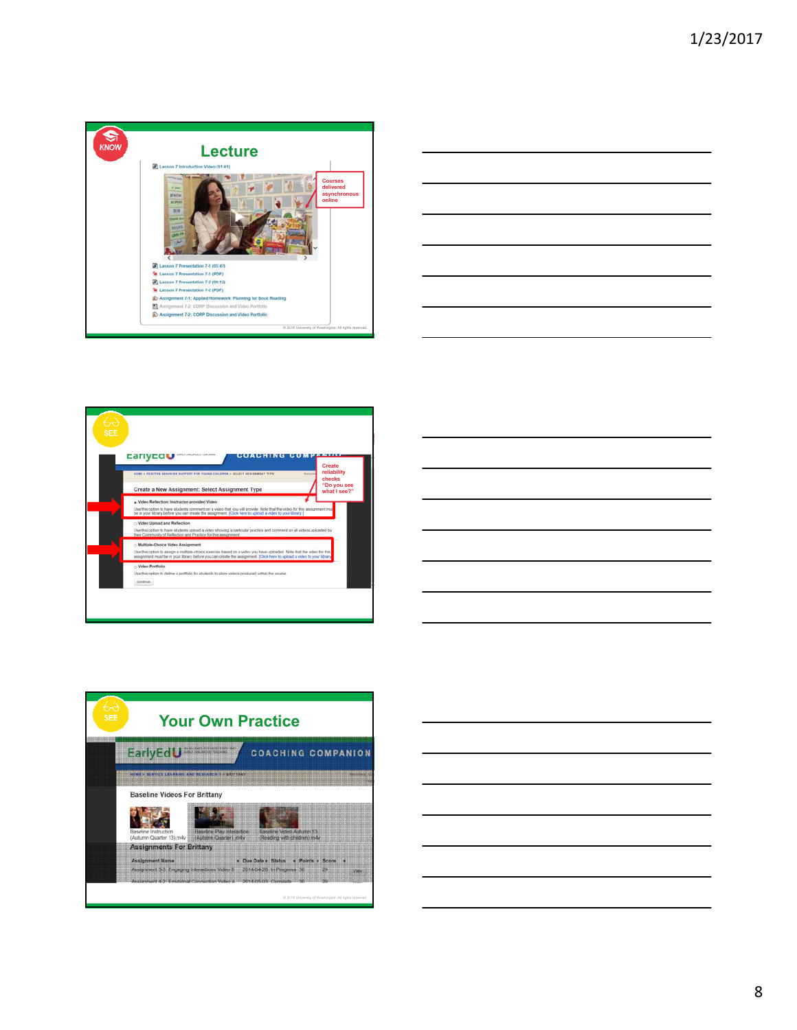## Lecture

Lesson 7 Introduction Video (01:41)

Courses delivered asynchronous online

Lesson 7 Presentation 7-1 (05:47)

Lesson 7 Presentation 7-1 (PDF)

Lesson 7 Presentation 7-2 (09:13)

Lesson 7 Presentation 7-2 (PDF)

Assignment 7-1: Applied Homework: Planning for Book Reading

Assignment 7-2: CORP Discussion and Video Portfolio

Assignment 7-2: CORP Discussion and Video Portfolio

© 2016 University of Washington. All rights reserved.

---

Create a New Assignment: Select Assignment Type

Create reliability checks "Do you see what I see?"

- Video Reflection: Instructor-provided Video
- Video Upload and Reflection
- Multiple-Choice Video Assignment
- Video Portfolio

---

## Your Own Practice

EarlyEdU COACHING COMPANION

Baseline Videos For Brittany

Assignments For Brittany

© 2016 University of Washington. All rights reserved.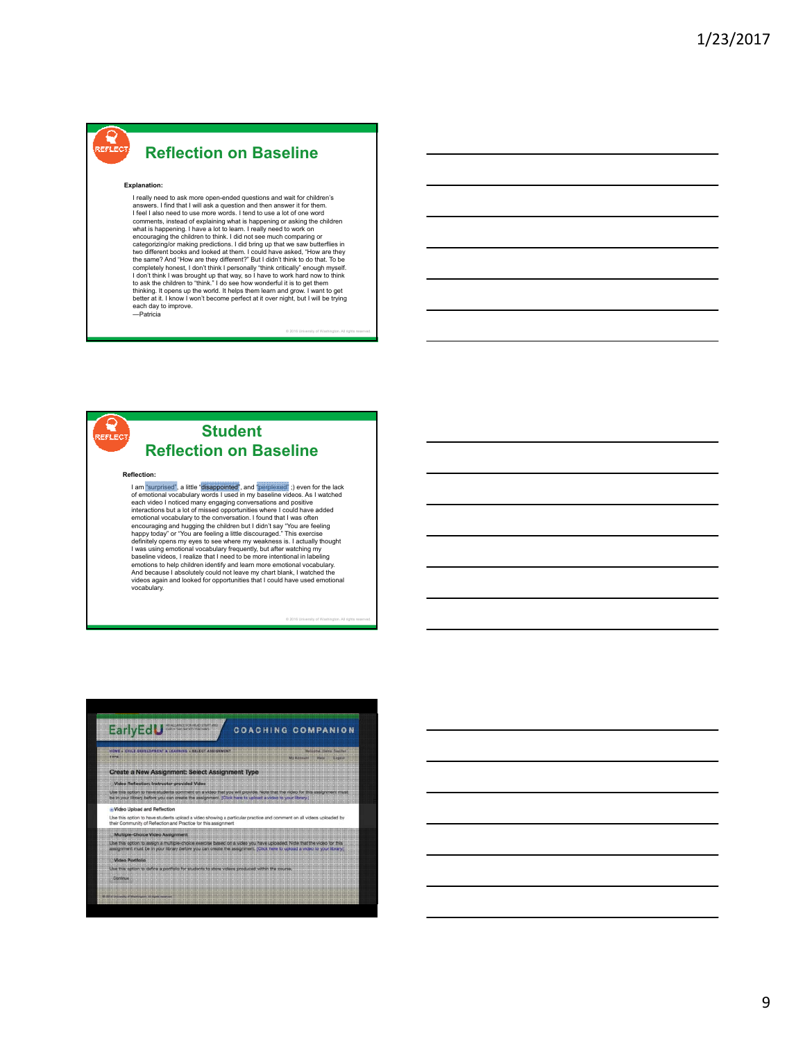## Reflection on Baseline

**Explanation:**

I really need to ask more open-ended questions and wait for children's answers. I find that I will ask a question and then answer it for them. I feel I also need to use more words. I tend to use a lot of one word comments, instead of explaining what is happening or asking the children what is happening. I have a lot to learn. I really need to work on encouraging the children to think. I did not see much comparing or categorizing/or making predictions. I did bring up that we saw butterflies in two different books and looked at them. I could have asked, "How are they the same? And "How are they different?" But I didn't think to do that. To be completely honest, I don't think I personally "think critically" enough myself. I don't think I was brought up that way, so I have to work hard now to think to ask the children to "think." I do see how wonderful it is to get them thinking. It opens up the world. It helps them learn and grow. I want to get better at it. I know I won't become perfect at it over night, but I will be trying each day to improve.
—Patricia

© 2016 University of Washington. All rights reserved.

## Student Reflection on Baseline

**Reflection:**

I am "surprised", a little "disappointed", and "perplexed" ;) even for the lack of emotional vocabulary words I used in my baseline videos. As I watched each video I noticed many engaging conversations and positive interactions but a lot of missed opportunities where I could have added emotional vocabulary to the conversation. I found that I was often encouraging and hugging the children but I didn't say "You are feeling happy today" or "You are feeling a little discouraged." This exercise definitely opens my eyes to see where my weakness is. I actually thought I was using emotional vocabulary frequently, but after watching my baseline videos, I realize that I need to be more intentional in labeling emotions to help children identify and learn more emotional vocabulary. And because I absolutely could not leave my chart blank, I watched the videos again and looked for opportunities that I could have used emotional vocabulary.

© 2016 University of Washington. All rights reserved.

EarlyEdU — COACHING COMPANION

Create a New Assignment: Select Assignment Type

- Video Reflection: Instructor-provided Video
- Video Upload and Reflection — Use this option to have students upload a video showing a particular practice and comment on all videos uploaded by their Community of Reflection and Practice for this assignment
- Multiple-Choice Video Assignment
- Video Portfolio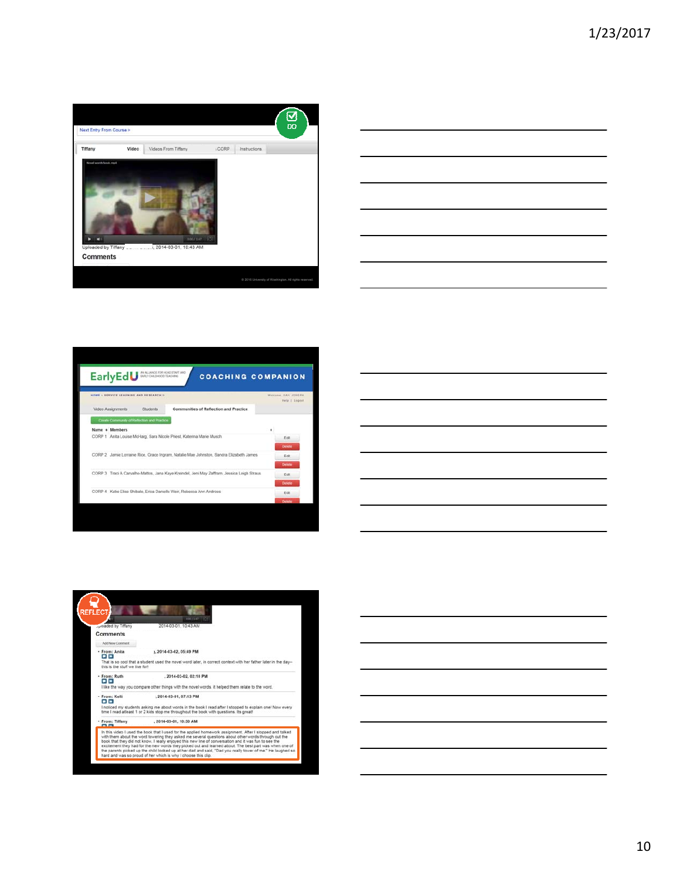Next Entry From Course »

DO

| Tiffany | Video | Videos From Tiffany | CORP | Instructions |
| --- | --- | --- | --- | --- |

Novel words book.mp4

Uploaded by Tiffany, 2014-03-01, 10:43 AM

Comments

© 2016 University of Washington. All rights reserved.

---

EarlyEdU — AN ALLIANCE FOR HEAD START AND EARLY CHILDHOOD TEACHING

COACHING COMPANION

HOME › SERVICE LEARNING AND RESEARCH II

Help | Logout

Video Assignments | Students | Communities of Reflection and Practice

Create Community of Reflection and Practice

| Name | Members | |
| --- | --- | --- |
| CORP 1 | Anita Louise McHaig, Sara Nicole Priest, Katerina Marie Musch | Edit / Delete |
| CORP 2 | Jamie Lorraine Rice, Grace Ingram, Natalie Mae Johnston, Sandra Elizabeth James | Edit / Delete |
| CORP 3 | Traci A Carvalho-Mattos, Jana Kaye Kreindel, Jeni May Zaffram, Jessica Leigh Straus | Edit / Delete |
| CORP 4 | Katie Elise Shibale, Erica Danielle Weir, Rebecca Ann Andrews | Edit / Delete |

---

REFLECT

Uploaded by Tiffany 2014-03-01, 10:43 AM

Comments

Add New Comment

- From: Anita, 2014-03-02, 05:49 PM
  That is so cool that a student used the novel word later, in correct context with her father later in the day– this is the stuff we live for!
- From: Ruth, 2014-03-02, 02:10 PM
  I like the way you compare other things with the novel words. it helped them relate to the word.
- From: Kelli, 2014-03-01, 07:13 PM
  I noticed my students asking me about words in the book I read after I stopped to explain one! Now every time I read atleast 1 or 2 kids stop me throughout the book with questions. Its great!
- From: Tiffany, 2014-03-01, 10:50 AM
  In this video I used the book that I used for the applied homework assignment. After I stopped and talked with them about the word towering they asked me several questions about other words through out the book that they did not know. I really enjoyed this new line of conversation and it was fun to see the excitement they had for the new words they picked out and learned about. The best part was when one of the parents picked up the child looked up at her dad and said, "Dad you really tower of me." He laughed so hard and was so proud of her which is why I choose this clip.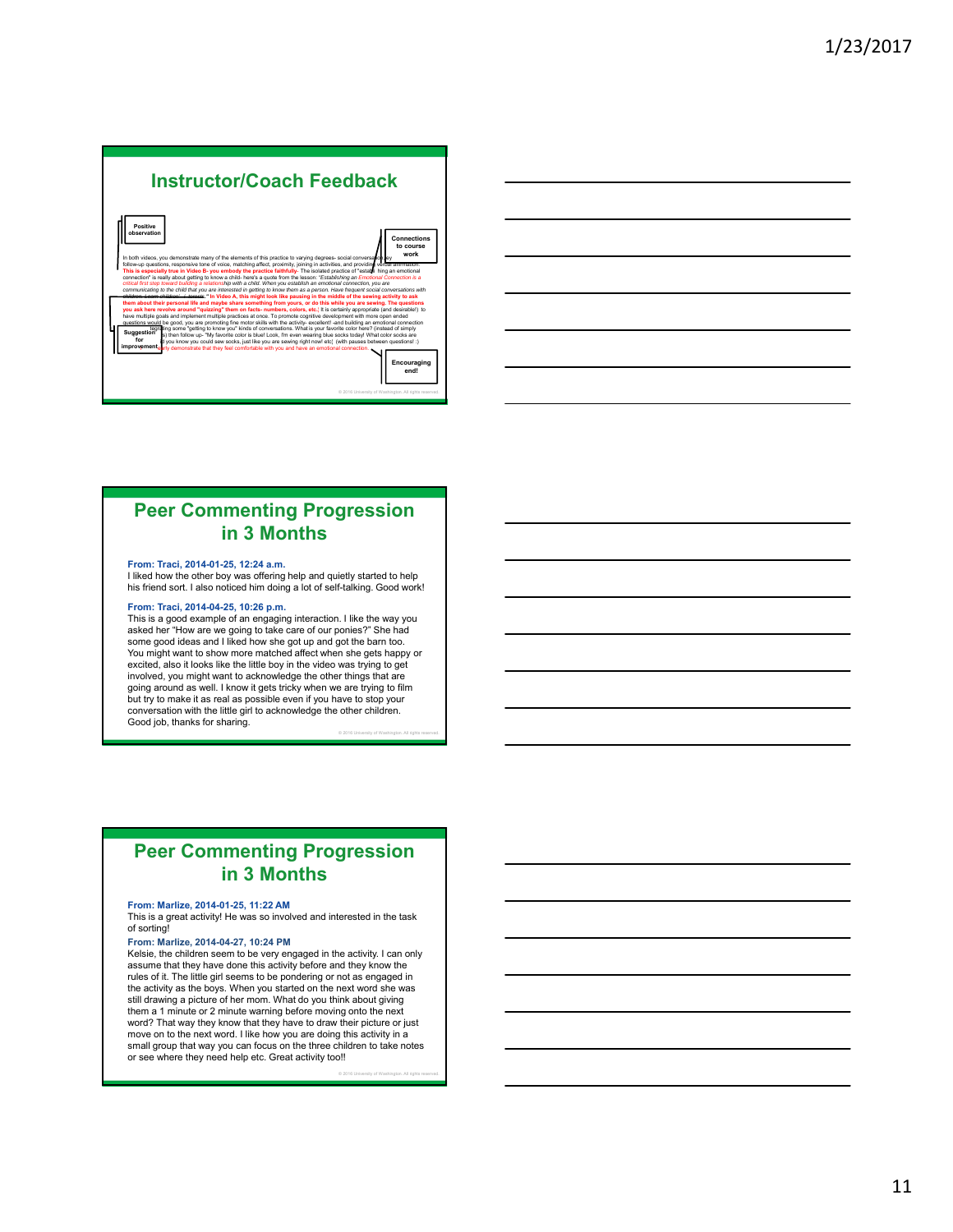## Instructor/Coach Feedback

**Positive observation**

**Connections to course work**

In both videos, you demonstrate many of the elements of this practice to varying degrees- social conversation, follow-up questions, responsive tone of voice, matching affect, proximity, joining in activities, and providing verbal affirmation. **This is especially true in Video B- you embody the practice faithfully.** The isolated practice of "establishing an emotional connection" is really about getting to know a child- here's a quote from the lesson: *"Establishing an Emotional Connection is a critical first step toward building a relationship with a child. When you establish an emotional connection, you are communicating to the child that you are interested in getting to know them as a person. Have frequent social conversations with children. Learn children's interests."* **In Video A, this might look like pausing in the middle of the sewing activity to ask them about their personal life and maybe share something from yours, or do this while you are sewing. The questions you ask here revolve around "quizzing" them on facts- numbers, colors, etc.** It is certainly appropriate (and desirable!) to have multiple goals and implement multiple practices at once. To promote cognitive development with more open ended questions would be good, you are promoting fine motor skills with the activity- excellent! -and building an emotional connection by adding some "getting to know you" kinds of conversations. What is your favorite color here? (instead of simply ...s) then follow up- "My favorite color is blue! Look, I'm even wearing blue socks today! What color socks are ...d you know you could sew socks, just like you are sewing right now! etc) (with pauses between questions! :) ...ly demonstrate that they feel comfortable with you and have an emotional connection.

**Suggestion for improvement**

**Encouraging end!**

© 2016 University of Washington. All rights reserved.

## Peer Commenting Progression in 3 Months

**From: Traci, 2014-01-25, 12:24 a.m.**
I liked how the other boy was offering help and quietly started to help his friend sort. I also noticed him doing a lot of self-talking. Good work!

**From: Traci, 2014-04-25, 10:26 p.m.**
This is a good example of an engaging interaction. I like the way you asked her "How are we going to take care of our ponies?" She had some good ideas and I liked how she got up and got the barn too. You might want to show more matched affect when she gets happy or excited, also it looks like the little boy in the video was trying to get involved, you might want to acknowledge the other things that are going around as well. I know it gets tricky when we are trying to film but try to make it as real as possible even if you have to stop your conversation with the little girl to acknowledge the other children. Good job, thanks for sharing.

© 2016 University of Washington. All rights reserved.

## Peer Commenting Progression in 3 Months

**From: Marlize, 2014-01-25, 11:22 AM**
This is a great activity! He was so involved and interested in the task of sorting!

**From: Marlize, 2014-04-27, 10:24 PM**
Kelsie, the children seem to be very engaged in the activity. I can only assume that they have done this activity before and they know the rules of it. The little girl seems to be pondering or not as engaged in the activity as the boys. When you started on the next word she was still drawing a picture of her mom. What do you think about giving them a 1 minute or 2 minute warning before moving onto the next word? That way they know that they have to draw their picture or just move on to the next word. I like how you are doing this activity in a small group that way you can focus on the three children to take notes or see where they need help etc. Great activity too!!

© 2016 University of Washington. All rights reserved.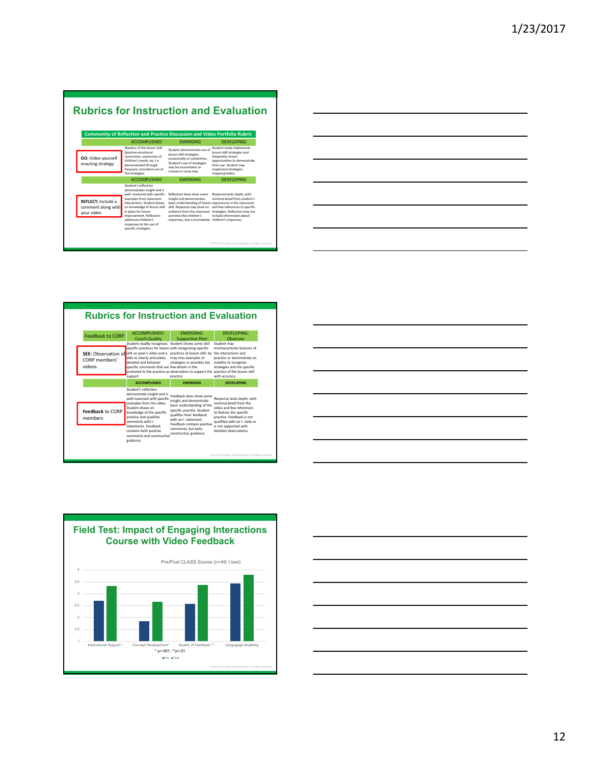## Rubrics for Instruction and Evaluation

**Community of Reflection and Practice Discussion and Video Portfolio Rubric**

| | ACCOMPLISHED | EMERGING | DEVELOPING |
|---|---|---|---|
| **DO:** Video yourself enacting strategy | Mastery of the lesson skill (positive emotional connection, awareness of children's needs, etc.) is demonstrated through frequent, consistent use of the strategies | Student demonstrates use of lesson skill strategies occasionally or sometimes. Student's use of strategies may be inconsistent or uneven in some way. | Student rarely implements lesson skill strategies and frequently misses opportunities to demonstrate their use. Student may implement strategies inappropriately. |
| | **ACCOMPLISHED** | **EMERGING** | **DEVELOPING** |
| **REFLECT:** Include a comment along with your video | Student's reflection demonstrates insight and is well- reasoned with specific examples from classroom interactions. Student draws on knowledge of lesson skill in plans for future improvement. Reflection addresses children's responses to the use of specific strategies | Reflection does show some insight and demonstrates basic understanding of lesson skill. Response may draw on evidence from the classroom and describe children's responses, but is incomplete. | Response lacks depth, with minimal detail from student's experiences in the classroom and few references to specific strategies. Reflection may not include information about children's responses. |

© 2016 University of Washington. All rights reserved.

## Rubrics for Instruction and Evaluation

| Feedback to CORP | ACCOMPLISHED: Coach Quality | EMERGING: Supportive Peer | DEVELOPING: Observer |
|---|---|---|---|
| **SEE:** Observation of CORP members' videos | Student readily recognizes specific practices for lesson skill on peer's video and is able to clearly articulates detailed and behavior specific comments that are anchored to the practice as support | Student shows some skill with recognizing specific practices of lesson skill, by may miss examples of strategies or provides too few details in the observation to support the practice | Student may mischaracterize features of the interactions and practice or demonstrate an inability to recognize strategies and the specific practice of the lesson skill with accuracy |
| | **ACCOMPLISHED** | **EMERGING** | **DEVELOPING** |
| **Feedback** to CORP members | Student's reflection demonstrate insight and is well-reasoned with specific examples from the video. Student draws on knowledge of the specific practice and qualifies comments with I-statements. Feedback contains both positive comments and constructive guidance | Feedback does show some insight and demonstrate basic understanding of the specific practice. Student qualifies their feedback with an I- statement. Feedback contains positive comments, but lacks constructive guidance. | Response lacks depth, with minimal detail from the video and few references to feature the specific practice. Feedback is not qualified with an I- state or is not supported with detailed observations. |

© 2016 University of Washington. All rights reserved.

## Field Test: Impact of Engaging Interactions Course with Video Feedback

Pre/Post CLASS Scores (n=49; t test)

| | Pre | Post |
|---|---|---|
| Instructional Support * | 2.7 | 3.35 |
| Concept Development* | 1.85 | 2.65 |
| Quality of Feedback ** | 2.55 | 3.35 |
| Langugage Modeling | 3.45 | 3.8 |

* p<.001; **p<.01

© 2016 University of Washington. All rights reserved.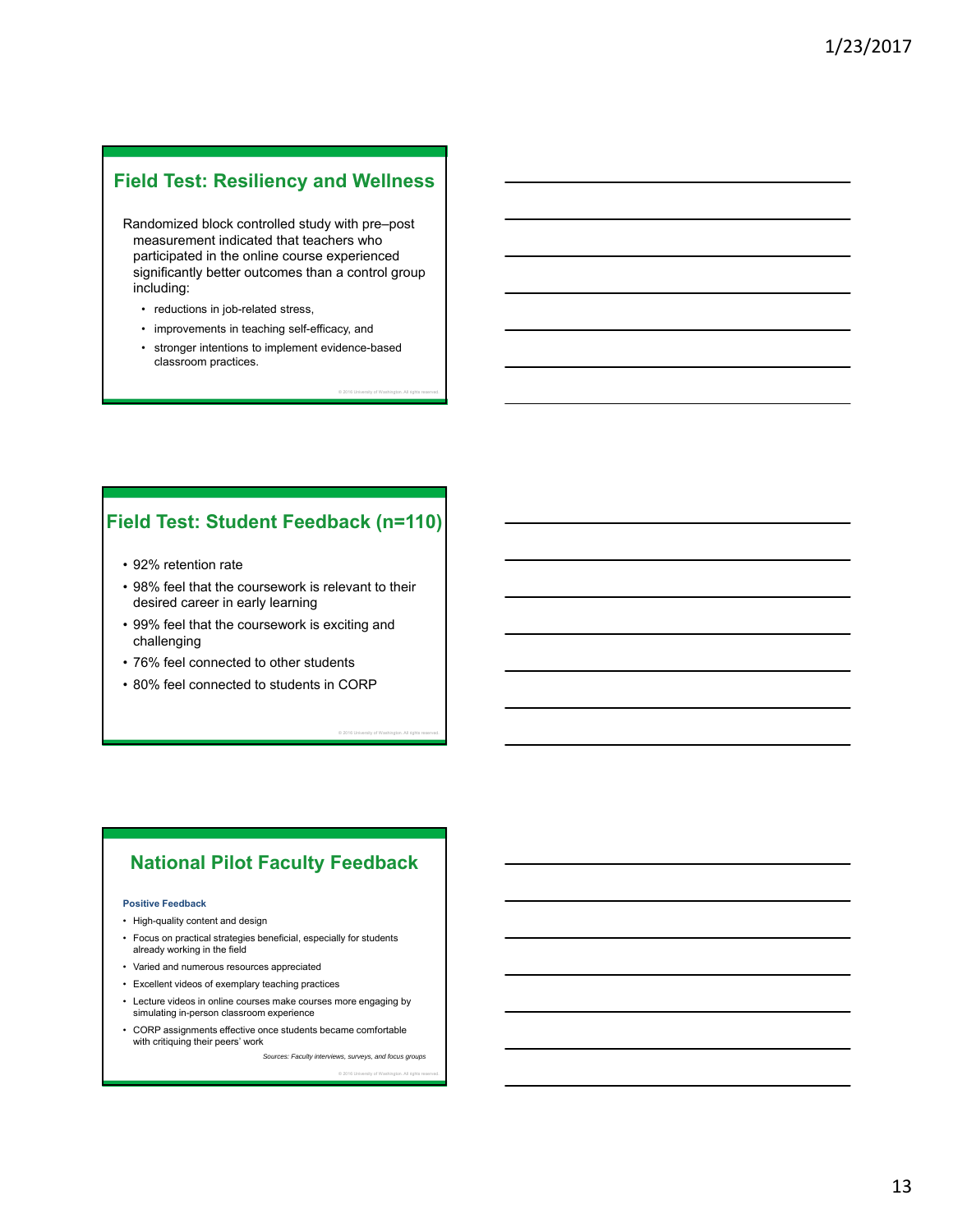## Field Test: Resiliency and Wellness

Randomized block controlled study with pre–post measurement indicated that teachers who participated in the online course experienced significantly better outcomes than a control group including:

- reductions in job-related stress,
- improvements in teaching self-efficacy, and
- stronger intentions to implement evidence-based classroom practices.

© 2016 University of Washington. All rights reserved.

## Field Test: Student Feedback (n=110)

- 92% retention rate
- 98% feel that the coursework is relevant to their desired career in early learning
- 99% feel that the coursework is exciting and challenging
- 76% feel connected to other students
- 80% feel connected to students in CORP

© 2016 University of Washington. All rights reserved.

## National Pilot Faculty Feedback

**Positive Feedback**

- High-quality content and design
- Focus on practical strategies beneficial, especially for students already working in the field
- Varied and numerous resources appreciated
- Excellent videos of exemplary teaching practices
- Lecture videos in online courses make courses more engaging by simulating in-person classroom experience
- CORP assignments effective once students became comfortable with critiquing their peers' work

*Sources: Faculty interviews, surveys, and focus groups*

© 2016 University of Washington. All rights reserved.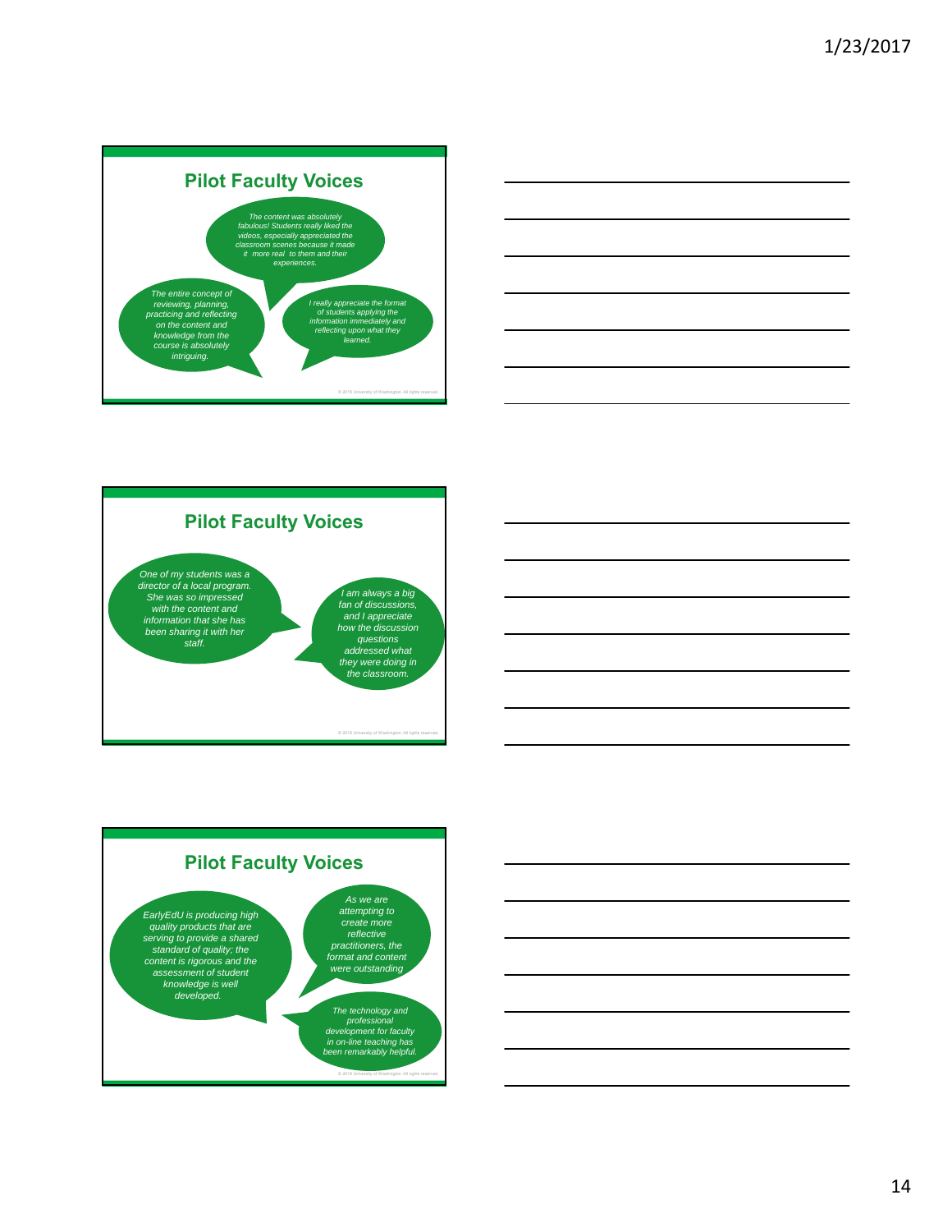## Pilot Faculty Voices

*The content was absolutely fabulous! Students really liked the videos, especially appreciated the classroom scenes because it made it more real to them and their experiences.*

*The entire concept of reviewing, planning, practicing and reflecting on the content and knowledge from the course is absolutely intriguing.*

*I really appreciate the format of students applying the information immediately and reflecting upon what they learned.*

© 2016 University of Washington. All rights reserved.

## Pilot Faculty Voices

*One of my students was a director of a local program. She was so impressed with the content and information that she has been sharing it with her staff.*

*I am always a big fan of discussions, and I appreciate how the discussion questions addressed what they were doing in the classroom.*

© 2016 University of Washington. All rights reserved.

## Pilot Faculty Voices

*EarlyEdU is producing high quality products that are serving to provide a shared standard of quality; the content is rigorous and the assessment of student knowledge is well developed.*

*As we are attempting to create more reflective practitioners, the format and content were outstanding*

*The technology and professional development for faculty in on-line teaching has been remarkably helpful.*

© 2016 University of Washington. All rights reserved.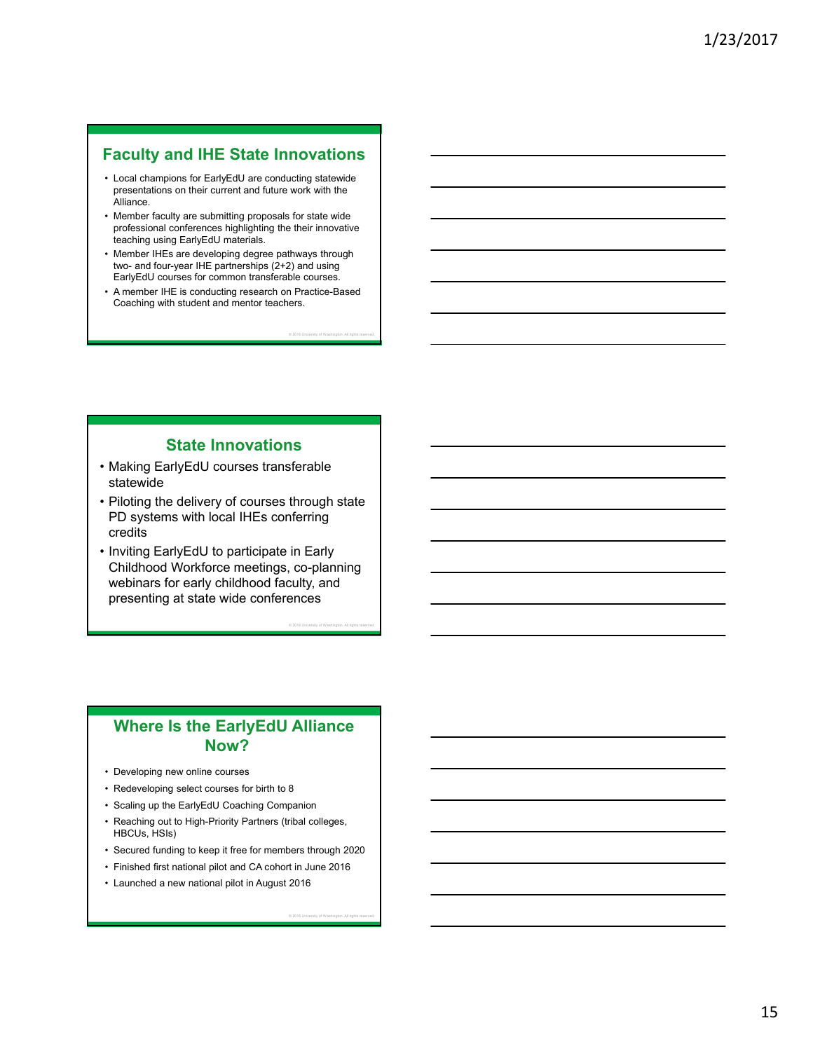## Faculty and IHE State Innovations

- Local champions for EarlyEdU are conducting statewide presentations on their current and future work with the Alliance.
- Member faculty are submitting proposals for state wide professional conferences highlighting the their innovative teaching using EarlyEdU materials.
- Member IHEs are developing degree pathways through two- and four-year IHE partnerships (2+2) and using EarlyEdU courses for common transferable courses.
- A member IHE is conducting research on Practice-Based Coaching with student and mentor teachers.

## State Innovations

- Making EarlyEdU courses transferable statewide
- Piloting the delivery of courses through state PD systems with local IHEs conferring credits
- Inviting EarlyEdU to participate in Early Childhood Workforce meetings, co-planning webinars for early childhood faculty, and presenting at state wide conferences

## Where Is the EarlyEdU Alliance Now?

- Developing new online courses
- Redeveloping select courses for birth to 8
- Scaling up the EarlyEdU Coaching Companion
- Reaching out to High-Priority Partners (tribal colleges, HBCUs, HSIs)
- Secured funding to keep it free for members through 2020
- Finished first national pilot and CA cohort in June 2016
- Launched a new national pilot in August 2016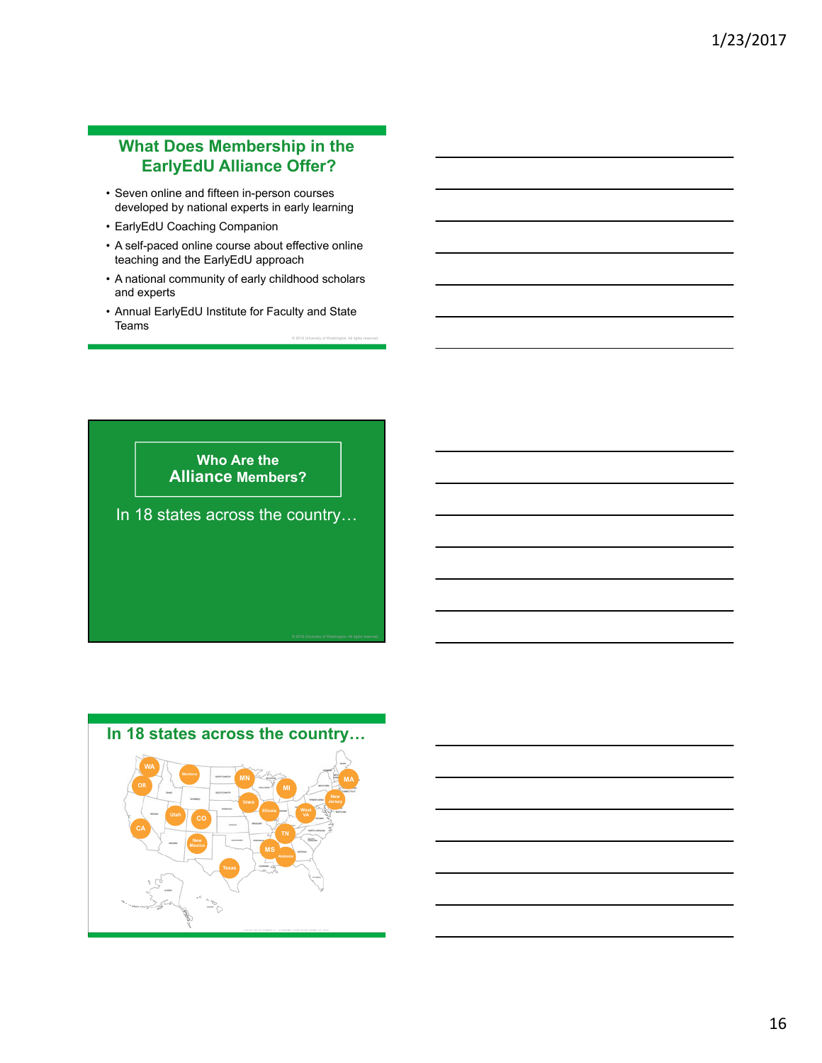## What Does Membership in the EarlyEdU Alliance Offer?

- Seven online and fifteen in-person courses developed by national experts in early learning
- EarlyEdU Coaching Companion
- A self-paced online course about effective online teaching and the EarlyEdU approach
- A national community of early childhood scholars and experts
- Annual EarlyEdU Institute for Faculty and State Teams

© 2016 University of Washington. All rights reserved.

## Who Are the Alliance Members?

In 18 states across the country…

© 2016 University of Washington. All rights reserved.

## In 18 states across the country…

WA, OR, Montana, MN, MI, MA, New Jersey, Iowa, Illinois, West VA, CA, Utah, CO, New Mexico, TN, MS, Alabama, Texas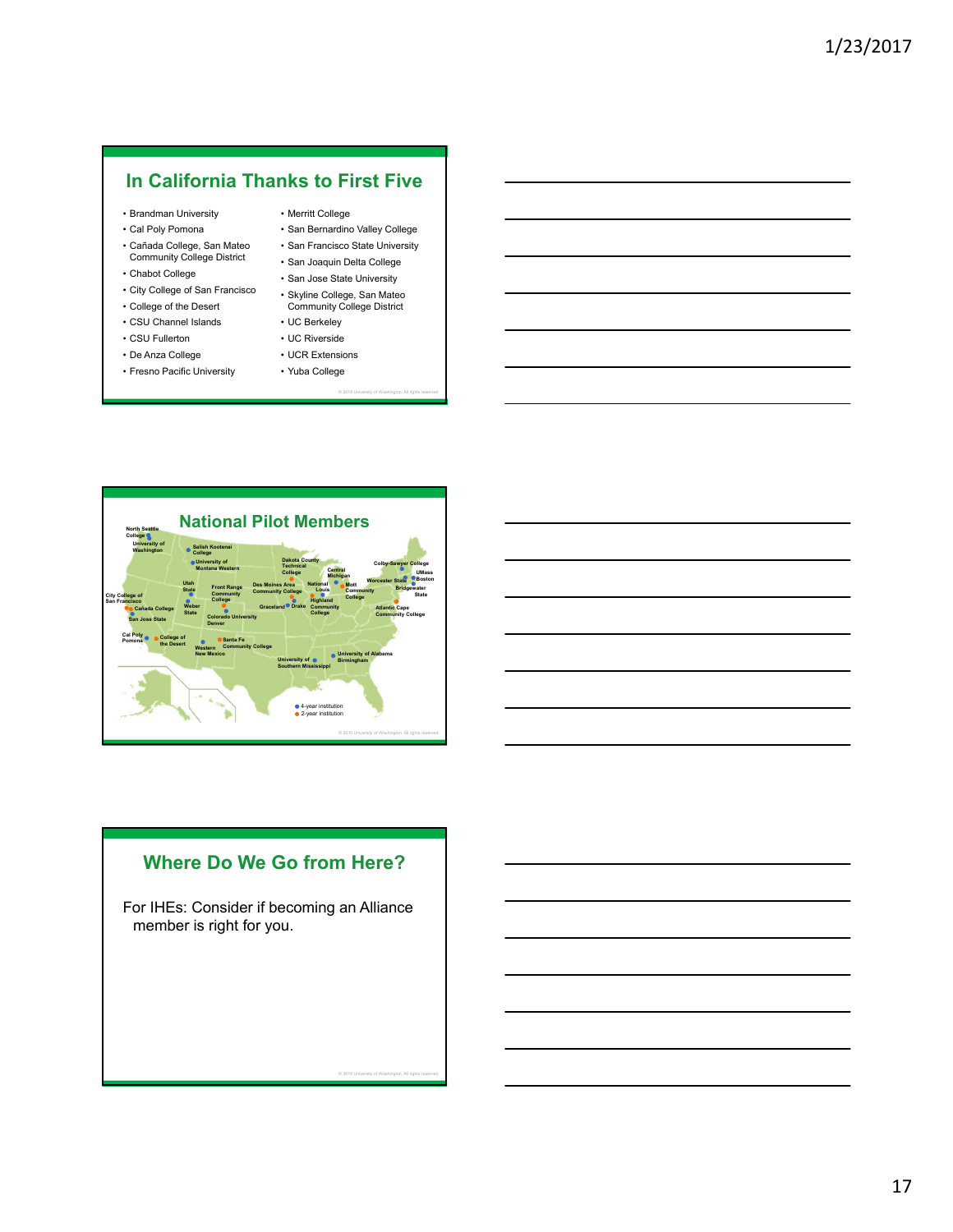## In California Thanks to First Five

- Brandman University
- Cal Poly Pomona
- Cañada College, San Mateo Community College District
- Chabot College
- City College of San Francisco
- College of the Desert
- CSU Channel Islands
- CSU Fullerton
- De Anza College
- Fresno Pacific University
- Merritt College
- San Bernardino Valley College
- San Francisco State University
- San Joaquin Delta College
- San Jose State University
- Skyline College, San Mateo Community College District
- UC Berkeley
- UC Riverside
- UCR Extensions
- Yuba College

## National Pilot Members

North Seattle College, University of Washington, Salish Kootenai College, University of Montana Western, Dakota County Technical College, Central Michigan, Colby-Sawyer College, UMass Boston, Worcester State, Bridgewater State, Mott Community College, National Louis, Des Moines Area Community College, Utah State, Front Range Community College, City College of San Francisco, Cañada College, San Jose State, Weber State, Colorado University Denver, Graceland, Drake, Highland Community College, Atlantic Cape Community College, Cal Poly Pomona, College of the Desert, Santa Fe Community College, Western New Mexico, University of Southern Mississippi, University of Alabama Birmingham

- 4-year institution
- 2-year institution

## Where Do We Go from Here?

For IHEs: Consider if becoming an Alliance member is right for you.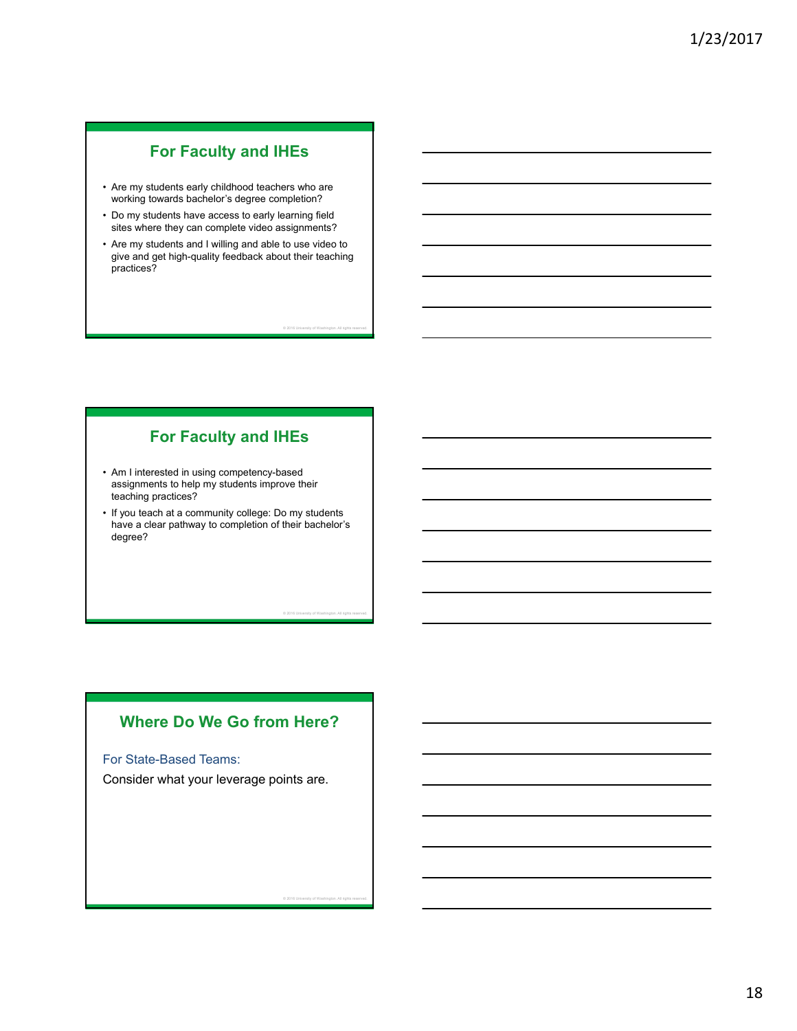## For Faculty and IHEs

- Are my students early childhood teachers who are working towards bachelor's degree completion?
- Do my students have access to early learning field sites where they can complete video assignments?
- Are my students and I willing and able to use video to give and get high-quality feedback about their teaching practices?

## For Faculty and IHEs

- Am I interested in using competency-based assignments to help my students improve their teaching practices?
- If you teach at a community college: Do my students have a clear pathway to completion of their bachelor's degree?

## Where Do We Go from Here?

For State-Based Teams:

Consider what your leverage points are.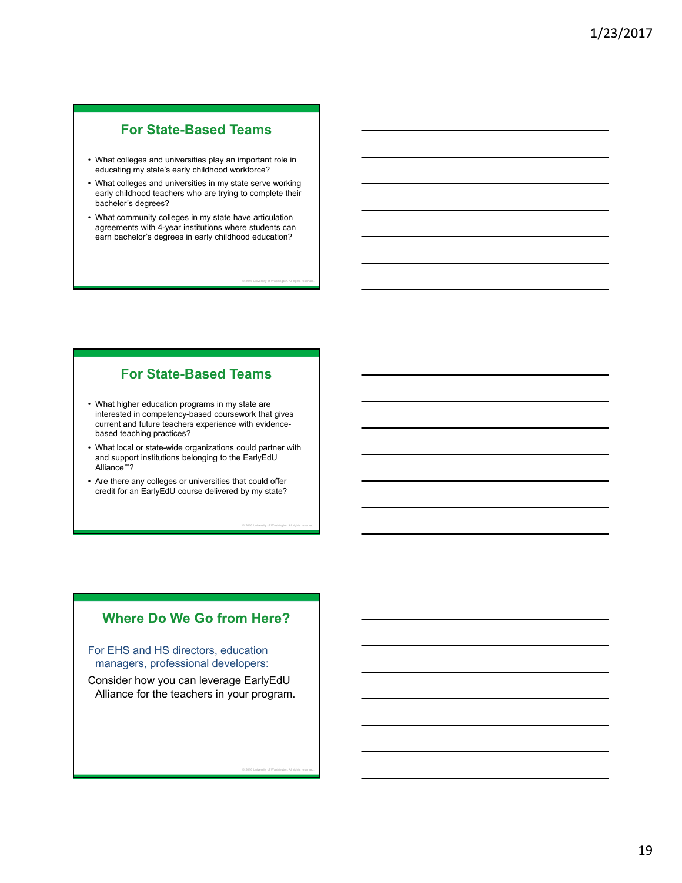## For State-Based Teams

- What colleges and universities play an important role in educating my state's early childhood workforce?
- What colleges and universities in my state serve working early childhood teachers who are trying to complete their bachelor's degrees?
- What community colleges in my state have articulation agreements with 4-year institutions where students can earn bachelor's degrees in early childhood education?

© 2016 University of Washington. All rights reserved.

## For State-Based Teams

- What higher education programs in my state are interested in competency-based coursework that gives current and future teachers experience with evidence-based teaching practices?
- What local or state-wide organizations could partner with and support institutions belonging to the EarlyEdU Alliance™?
- Are there any colleges or universities that could offer credit for an EarlyEdU course delivered by my state?

© 2016 University of Washington. All rights reserved.

## Where Do We Go from Here?

For EHS and HS directors, education managers, professional developers:

Consider how you can leverage EarlyEdU Alliance for the teachers in your program.

© 2016 University of Washington. All rights reserved.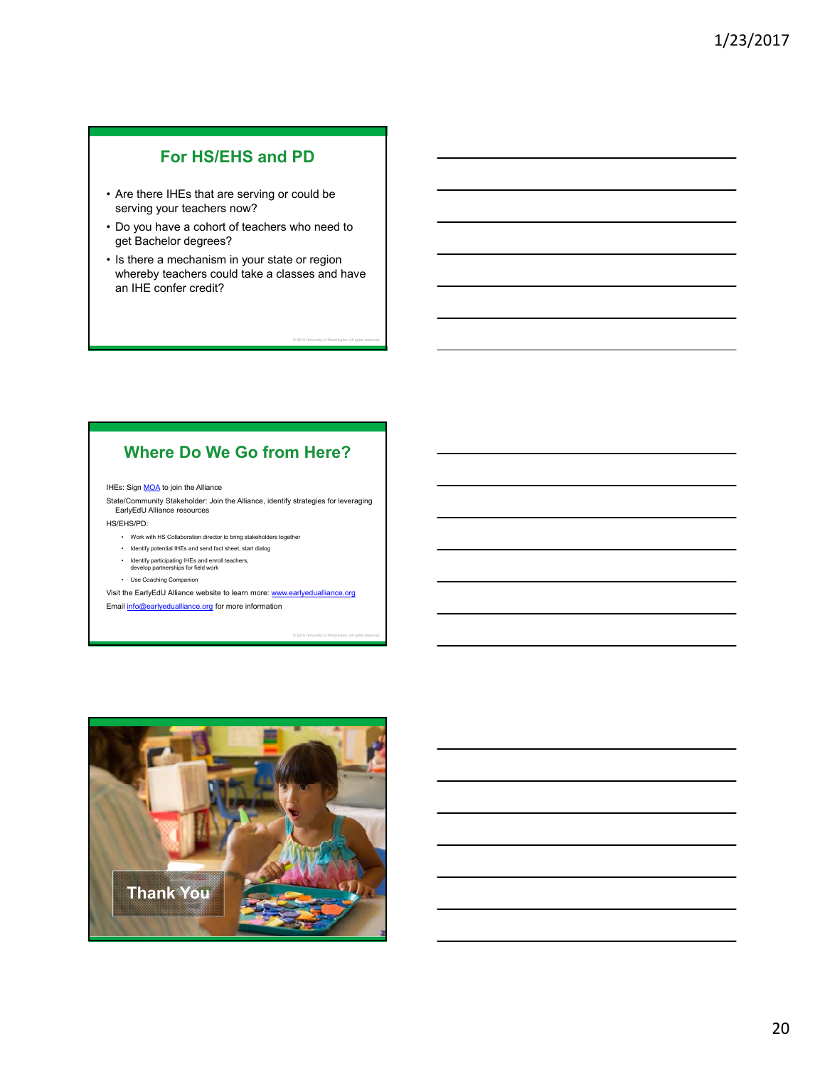## For HS/EHS and PD

- Are there IHEs that are serving or could be serving your teachers now?
- Do you have a cohort of teachers who need to get Bachelor degrees?
- Is there a mechanism in your state or region whereby teachers could take a classes and have an IHE confer credit?

© 2016 University of Washington. All rights reserved.

## Where Do We Go from Here?

IHEs: Sign MOA to join the Alliance

State/Community Stakeholder: Join the Alliance, identify strategies for leveraging EarlyEdU Alliance resources

HS/EHS/PD:

- Work with HS Collaboration director to bring stakeholders together
- Identify potential IHEs and send fact sheet, start dialog
- Identify participating IHEs and enroll teachers, develop partnerships for field work
- Use Coaching Companion

Visit the EarlyEdU Alliance website to learn more: www.earlyedualliance.org

Email info@earlyedualliance.org for more information

© 2016 University of Washington. All rights reserved.

Thank You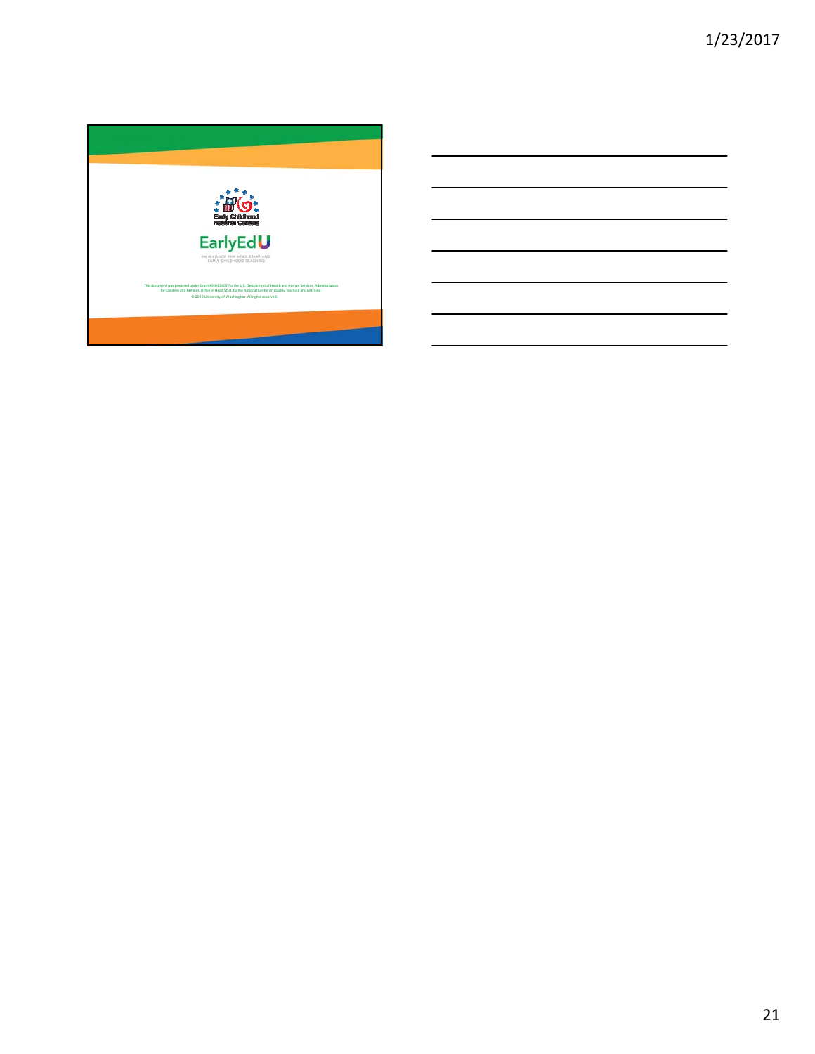Early Childhood National Centers

EarlyEdU

AN ALLIANCE FOR HEAD START AND EARLY CHILDHOOD TEACHING

This document was prepared under Grant #90HC0002 for the U.S. Department of Health and Human Services, Administration for Children and Families, Office of Head Start, by the National Center on Quality Teaching and Learning.
© 2016 University of Washington. All rights reserved.